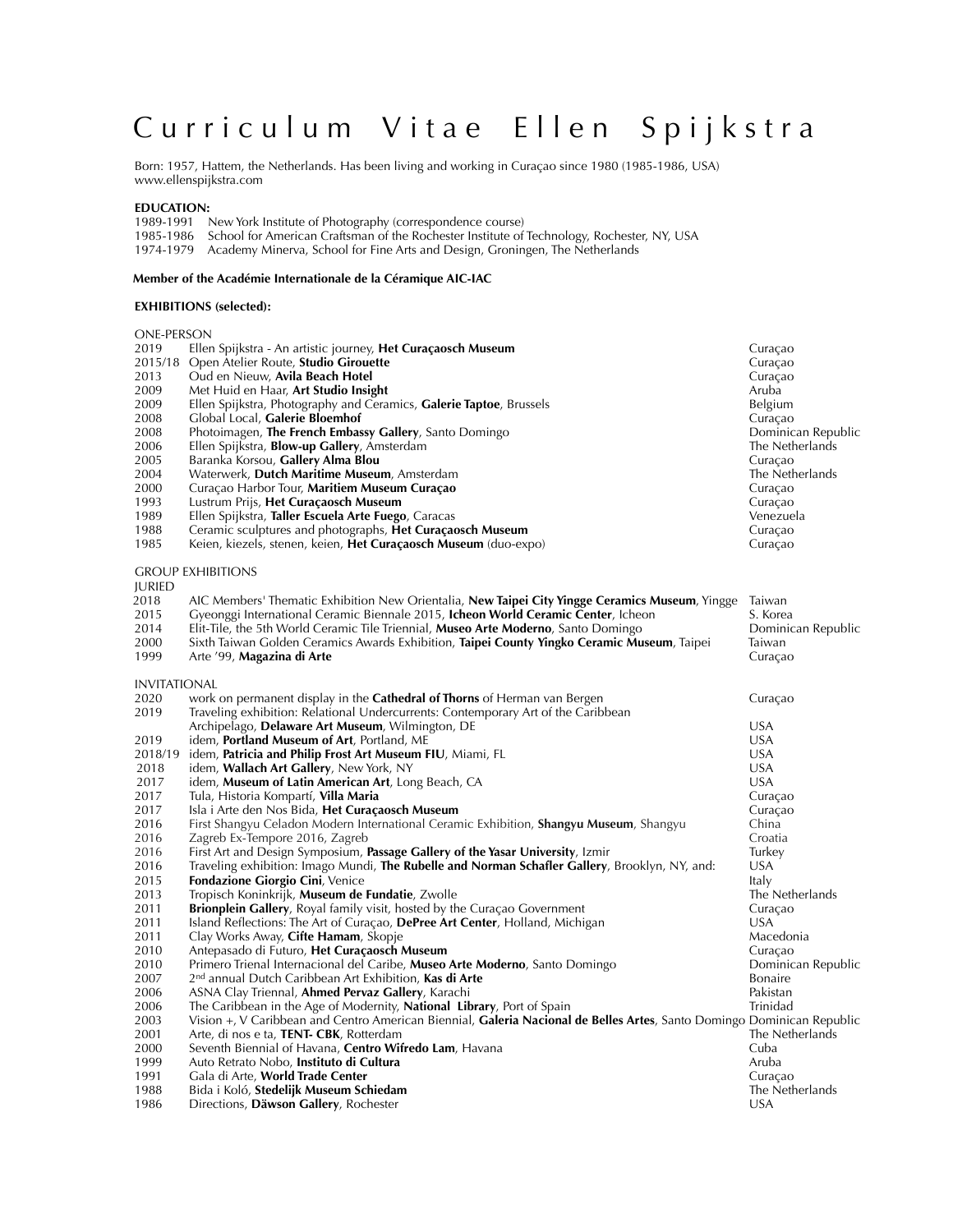# Curriculum Vitae Ellen Spijkstra

Born: 1957, Hattem, the Netherlands. Has been living and working in Curaçao since 1980 (1985-1986, USA)
www.ellenspijkstra.com

**EDUCATION:**

1989-1991 New York Institute of Photography (correspondence course)
1985-1986 School for American Craftsman of the Rochester Institute of Technology, Rochester, NY, USA
1974-1979 Academy Minerva, School for Fine Arts and Design, Groningen, The Netherlands

**Member of the Académie Internationale de la Céramique AIC-IAC**

**EXHIBITIONS (selected):**

ONE-PERSON

| | | |
|---|---|---|
| 2019 | Ellen Spijkstra - An artistic journey, **Het Curaçaosch Museum** | Curaçao |
| 2015/18 | Open Atelier Route, **Studio Girouette** | Curaçao |
| 2013 | Oud en Nieuw, **Avila Beach Hotel** | Curaçao |
| 2009 | Met Huid en Haar, **Art Studio Insight** | Aruba |
| 2009 | Ellen Spijkstra, Photography and Ceramics, **Galerie Taptoe**, Brussels | Belgium |
| 2008 | Global Local, **Galerie Bloemhof** | Curaçao |
| 2008 | Photoimagen, **The French Embassy Gallery**, Santo Domingo | Dominican Republic |
| 2006 | Ellen Spijkstra, **Blow-up Gallery**, Amsterdam | The Netherlands |
| 2005 | Baranka Korsou, **Gallery Alma Blou** | Curaçao |
| 2004 | Waterwerk, **Dutch Maritime Museum**, Amsterdam | The Netherlands |
| 2000 | Curaçao Harbor Tour, **Maritiem Museum Curaçao** | Curaçao |
| 1993 | Lustrum Prijs, **Het Curaçaosch Museum** | Curaçao |
| 1989 | Ellen Spijkstra, **Taller Escuela Arte Fuego**, Caracas | Venezuela |
| 1988 | Ceramic sculptures and photographs, **Het Curaçaosch Museum** | Curaçao |
| 1985 | Keien, kiezels, stenen, keien, **Het Curaçaosch Museum** (duo-expo) | Curaçao |

GROUP EXHIBITIONS

JURIED

| | | |
|---|---|---|
| 2018 | AIC Members' Thematic Exhibition New Orientalia, **New Taipei City Yingge Ceramics Museum**, Yingge | Taiwan |
| 2015 | Gyeonggi International Ceramic Biennale 2015, **Icheon World Ceramic Center**, Icheon | S. Korea |
| 2014 | Elit-Tile, the 5th World Ceramic Tile Triennial, **Museo Arte Moderno**, Santo Domingo | Dominican Republic |
| 2000 | Sixth Taiwan Golden Ceramics Awards Exhibition, **Taipei County Yingko Ceramic Museum**, Taipei | Taiwan |
| 1999 | Arte '99, **Magazina di Arte** | Curaçao |

INVITATIONAL

| | | |
|---|---|---|
| 2020 | work on permanent display in the **Cathedral of Thorns** of Herman van Bergen | Curaçao |
| 2019 | Traveling exhibition: Relational Undercurrents: Contemporary Art of the Caribbean Archipelago, **Delaware Art Museum**, Wilmington, DE | USA |
| 2019 | idem, **Portland Museum of Art**, Portland, ME | USA |
| 2018/19 | idem, **Patricia and Philip Frost Art Museum FIU**, Miami, FL | USA |
| 2018 | idem, **Wallach Art Gallery**, New York, NY | USA |
| 2017 | idem, **Museum of Latin American Art**, Long Beach, CA | USA |
| 2017 | Tula, Historia Kompartí, **Villa Maria** | Curaçao |
| 2017 | Isla i Arte den Nos Bida, **Het Curaçaosch Museum** | Curaçao |
| 2016 | First Shangyu Celadon Modern International Ceramic Exhibition, **Shangyu Museum**, Shangyu | China |
| 2016 | Zagreb Ex-Tempore 2016, Zagreb | Croatia |
| 2016 | First Art and Design Symposium, **Passage Gallery of the Yasar University**, Izmir | Turkey |
| 2016 | Traveling exhibition: Imago Mundi, **The Rubelle and Norman Schafler Gallery**, Brooklyn, NY, and: | USA |
| 2015 | **Fondazione Giorgio Cini**, Venice | Italy |
| 2013 | Tropisch Koninkrijk, **Museum de Fundatie**, Zwolle | The Netherlands |
| 2011 | **Brionplein Gallery**, Royal family visit, hosted by the Curaçao Government | Curaçao |
| 2011 | Island Reflections: The Art of Curaçao, **DePree Art Center**, Holland, Michigan | USA |
| 2011 | Clay Works Away, **Cifte Hamam**, Skopje | Macedonia |
| 2010 | Antepasado di Futuro, **Het Curaçaosch Museum** | Curaçao |
| 2010 | Primero Trienal Internacional del Caribe, **Museo Arte Moderno**, Santo Domingo | Dominican Republic |
| 2007 | 2nd annual Dutch Caribbean Art Exhibition, **Kas di Arte** | Bonaire |
| 2006 | ASNA Clay Triennal, **Ahmed Pervaz Gallery**, Karachi | Pakistan |
| 2006 | The Caribbean in the Age of Modernity, **National Library**, Port of Spain | Trinidad |
| 2003 | Vision +, V Caribbean and Centro American Biennial, **Galeria Nacional de Belles Artes**, Santo Domingo | Dominican Republic |
| 2001 | Arte, di nos e ta, **TENT- CBK**, Rotterdam | The Netherlands |
| 2000 | Seventh Biennial of Havana, **Centro Wifredo Lam**, Havana | Cuba |
| 1999 | Auto Retrato Nobo, **Instituto di Cultura** | Aruba |
| 1991 | Gala di Arte, **World Trade Center** | Curaçao |
| 1988 | Bida i Koló, **Stedelijk Museum Schiedam** | The Netherlands |
| 1986 | Directions, **Däwson Gallery**, Rochester | USA |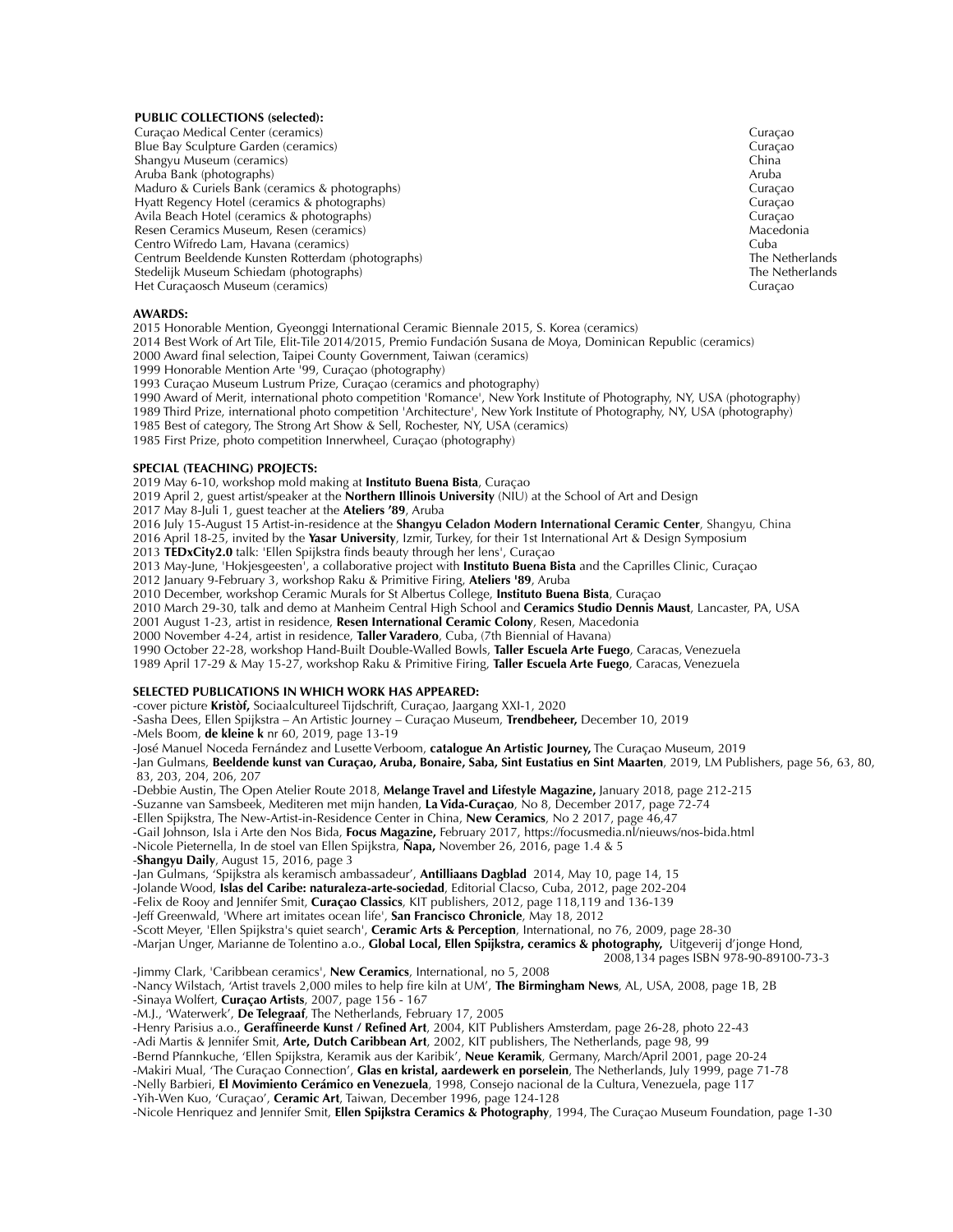**PUBLIC COLLECTIONS (selected):**

| | |
|---|---|
| Curaçao Medical Center (ceramics) | Curaçao |
| Blue Bay Sculpture Garden (ceramics) | Curaçao |
| Shangyu Museum (ceramics) | China |
| Aruba Bank (photographs) | Aruba |
| Maduro & Curiels Bank (ceramics & photographs) | Curaçao |
| Hyatt Regency Hotel (ceramics & photographs) | Curaçao |
| Avila Beach Hotel (ceramics & photographs) | Curaçao |
| Resen Ceramics Museum, Resen (ceramics) | Macedonia |
| Centro Wifredo Lam, Havana (ceramics) | Cuba |
| Centrum Beeldende Kunsten Rotterdam (photographs) | The Netherlands |
| Stedelijk Museum Schiedam (photographs) | The Netherlands |
| Het Curaçaosch Museum (ceramics) | Curaçao |

**AWARDS:**

2015 Honorable Mention, Gyeonggi International Ceramic Biennale 2015, S. Korea (ceramics)
2014 Best Work of Art Tile, Elit-Tile 2014/2015, Premio Fundación Susana de Moya, Dominican Republic (ceramics)
2000 Award final selection, Taipei County Government, Taiwan (ceramics)
1999 Honorable Mention Arte '99, Curaçao (photography)
1993 Curaçao Museum Lustrum Prize, Curaçao (ceramics and photography)
1990 Award of Merit, international photo competition 'Romance', New York Institute of Photography, NY, USA (photography)
1989 Third Prize, international photo competition 'Architecture', New York Institute of Photography, NY, USA (photography)
1985 Best of category, The Strong Art Show & Sell, Rochester, NY, USA (ceramics)
1985 First Prize, photo competition Innerwheel, Curaçao (photography)

**SPECIAL (TEACHING) PROJECTS:**

2019 May 6-10, workshop mold making at **Instituto Buena Bista**, Curaçao
2019 April 2, guest artist/speaker at the **Northern Illinois University** (NIU) at the School of Art and Design
2017 May 8-Juli 1, guest teacher at the **Ateliers '89**, Aruba
2016 July 15-August 15 Artist-in-residence at the **Shangyu Celadon Modern International Ceramic Center**, Shangyu, China
2016 April 18-25, invited by the **Yasar University**, Izmir, Turkey, for their 1st International Art & Design Symposium
2013 **TEDxCity2.0** talk: 'Ellen Spijkstra finds beauty through her lens', Curaçao
2013 May-June, 'Hokjesgeesten', a collaborative project with **Instituto Buena Bista** and the Caprilles Clinic, Curaçao
2012 January 9-February 3, workshop Raku & Primitive Firing, **Ateliers '89**, Aruba
2010 December, workshop Ceramic Murals for St Albertus College, **Instituto Buena Bista**, Curaçao
2010 March 29-30, talk and demo at Manheim Central High School and **Ceramics Studio Dennis Maust**, Lancaster, PA, USA
2001 August 1-23, artist in residence, **Resen International Ceramic Colony**, Resen, Macedonia
2000 November 4-24, artist in residence, **Taller Varadero**, Cuba, (7th Biennial of Havana)
1990 October 22-28, workshop Hand-Built Double-Walled Bowls, **Taller Escuela Arte Fuego**, Caracas, Venezuela
1989 April 17-29 & May 15-27, workshop Raku & Primitive Firing, **Taller Escuela Arte Fuego**, Caracas, Venezuela

**SELECTED PUBLICATIONS IN WHICH WORK HAS APPEARED:**

-cover picture **Kristòf,** Sociaalcultureel Tijdschrift, Curaçao, Jaargang XXI-1, 2020
-Sasha Dees, Ellen Spijkstra – An Artistic Journey – Curaçao Museum, **Trendbeheer,** December 10, 2019
-Mels Boom, **de kleine k** nr 60, 2019, page 13-19
-José Manuel Noceda Fernández and Lusette Verboom, **catalogue An Artistic Journey,** The Curaçao Museum, 2019
-Jan Gulmans, **Beeldende kunst van Curaçao, Aruba, Bonaire, Saba, Sint Eustatius en Sint Maarten**, 2019, LM Publishers, page 56, 63, 80, 83, 203, 204, 206, 207
-Debbie Austin, The Open Atelier Route 2018, **Melange Travel and Lifestyle Magazine,** January 2018, page 212-215
-Suzanne van Samsbeek, Mediteren met mijn handen, **La Vida-Curaçao**, No 8, December 2017, page 72-74
-Ellen Spijkstra, The New-Artist-in-Residence Center in China, **New Ceramics**, No 2 2017, page 46,47
-Gail Johnson, Isla i Arte den Nos Bida, **Focus Magazine,** February 2017, https://focusmedia.nl/nieuws/nos-bida.html
-Nicole Pieternella, In de stoel van Ellen Spijkstra, **Ñapa,** November 26, 2016, page 1.4 & 5
-**Shangyu Daily**, August 15, 2016, page 3
-Jan Gulmans, 'Spijkstra als keramisch ambassadeur', **Antilliaans Dagblad** 2014, May 10, page 14, 15
-Jolande Wood, **Islas del Caribe: naturaleza-arte-sociedad**, Editorial Clacso, Cuba, 2012, page 202-204
-Felix de Rooy and Jennifer Smit, **Curaçao Classics**, KIT publishers, 2012, page 118,119 and 136-139
-Jeff Greenwald, 'Where art imitates ocean life', **San Francisco Chronicle**, May 18, 2012
-Scott Meyer, 'Ellen Spijkstra's quiet search', **Ceramic Arts & Perception**, International, no 76, 2009, page 28-30
-Marjan Unger, Marianne de Tolentino a.o., **Global Local, Ellen Spijkstra, ceramics & photography,** Uitgeverij d'jonge Hond, 2008,134 pages ISBN 978-90-89100-73-3
-Jimmy Clark, 'Caribbean ceramics', **New Ceramics**, International, no 5, 2008
-Nancy Wilstach, 'Artist travels 2,000 miles to help fire kiln at UM', **The Birmingham News**, AL, USA, 2008, page 1B, 2B
-Sinaya Wolfert, **Curaçao Artists**, 2007, page 156 - 167
-M.J., 'Waterwerk', **De Telegraaf**, The Netherlands, February 17, 2005
-Henry Parisius a.o., **Geraffineerde Kunst / Refined Art**, 2004, KIT Publishers Amsterdam, page 26-28, photo 22-43
-Adi Martis & Jennifer Smit, **Arte, Dutch Caribbean Art**, 2002, KIT publishers, The Netherlands, page 98, 99
-Bernd Pfannkuche, 'Ellen Spijkstra, Keramik aus der Karibik', **Neue Keramik**, Germany, March/April 2001, page 20-24
-Makiri Mual, 'The Curaçao Connection', **Glas en kristal, aardewerk en porselein**, The Netherlands, July 1999, page 71-78
-Nelly Barbieri, **El Movimiento Cerámico en Venezuela**, 1998, Consejo nacional de la Cultura, Venezuela, page 117
-Yih-Wen Kuo, 'Curaçao', **Ceramic Art**, Taiwan, December 1996, page 124-128
-Nicole Henriquez and Jennifer Smit, **Ellen Spijkstra Ceramics & Photography**, 1994, The Curaçao Museum Foundation, page 1-30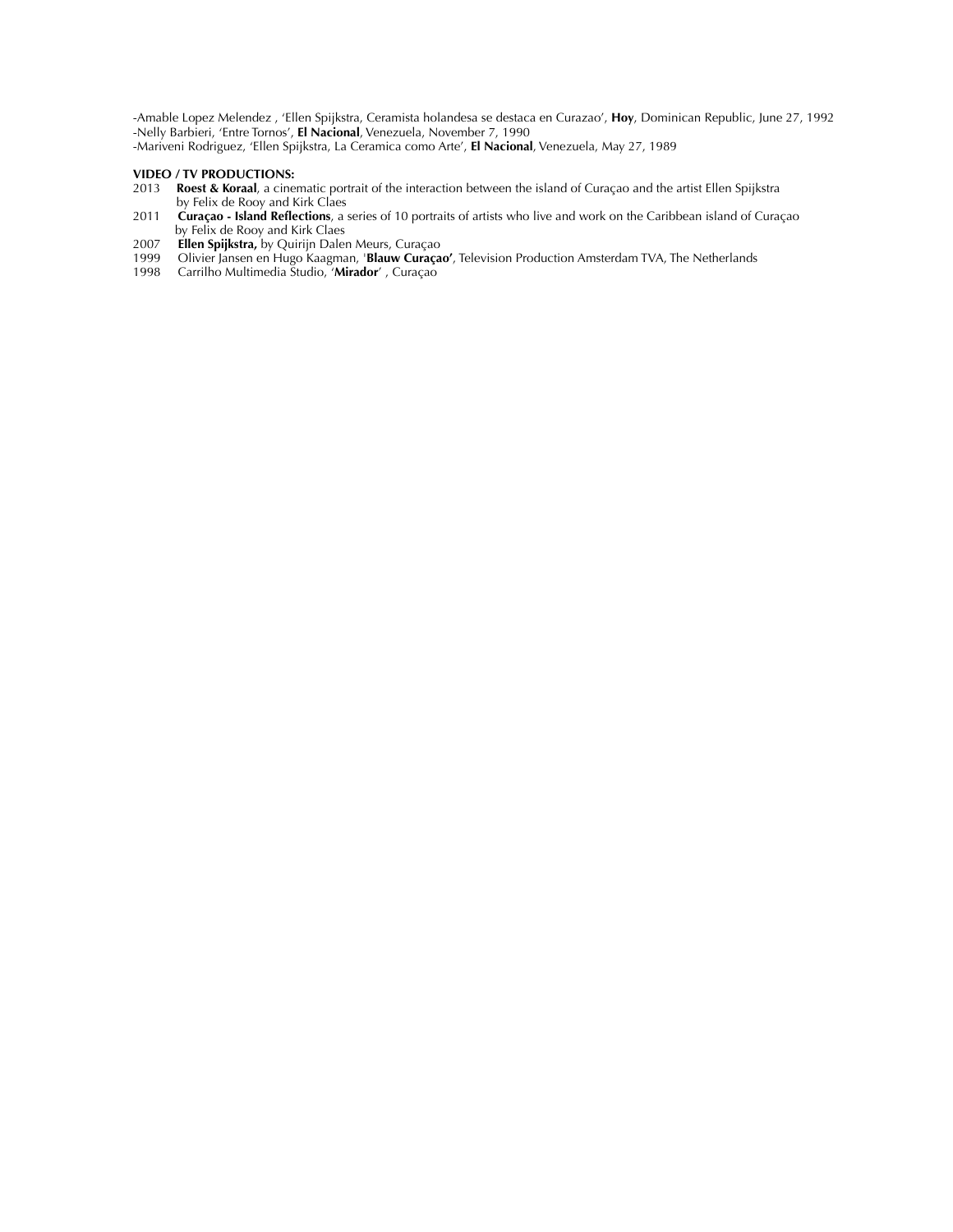-Amable Lopez Melendez , 'Ellen Spijkstra, Ceramista holandesa se destaca en Curazao', **Hoy**, Dominican Republic, June 27, 1992
-Nelly Barbieri, 'Entre Tornos', **El Nacional**, Venezuela, November 7, 1990
-Mariveni Rodriguez, 'Ellen Spijkstra, La Ceramica como Arte', **El Nacional**, Venezuela, May 27, 1989

**VIDEO / TV PRODUCTIONS:**

2013 **Roest & Koraal**, a cinematic portrait of the interaction between the island of Curaçao and the artist Ellen Spijkstra by Felix de Rooy and Kirk Claes
2011 **Curaçao - Island Reflections**, a series of 10 portraits of artists who live and work on the Caribbean island of Curaçao by Felix de Rooy and Kirk Claes
2007 **Ellen Spijkstra,** by Quirijn Dalen Meurs, Curaçao
1999 Olivier Jansen en Hugo Kaagman, '**Blauw Curaçao'**, Television Production Amsterdam TVA, The Netherlands
1998 Carrilho Multimedia Studio, '**Mirador**' , Curaçao